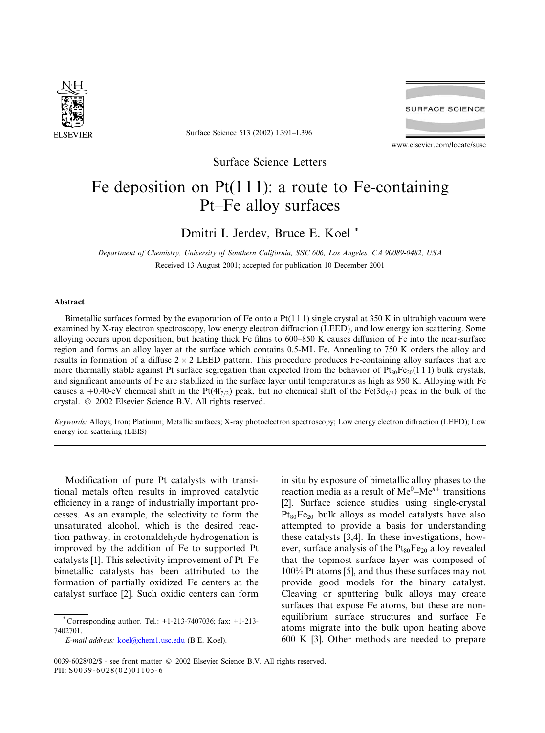Surface Science Letters

# Fe deposition on Pt(1 1 1): a route to Fe-containing Pt–Fe alloy surfaces

Dmitri I. Jerdev, Bruce E. Koel *

*Department of Chemistry, University of Southern California, SSC 606, Los Angeles, CA 90089-0482, USA*

Received 13 August 2001; accepted for publication 10 December 2001

## Abstract

Bimetallic surfaces formed by the evaporation of Fe onto a Pt(1 1 1) single crystal at 350 K in ultrahigh vacuum were examined by X-ray electron spectroscopy, low energy electron diffraction (LEED), and low energy ion scattering. Some alloying occurs upon deposition, but heating thick Fe films to 600–850 K causes diffusion of Fe into the near-surface region and forms an alloy layer at the surface which contains 0.5-ML Fe. Annealing to 750 K orders the alloy and results in formation of a diffuse $2 \times 2$ LEED pattern. This procedure produces Fe-containing alloy surfaces that are more thermally stable against Pt surface segregation than expected from the behavior of $Pt_{80}Fe_{20}(1 1 1)$ bulk crystals, and significant amounts of Fe are stabilized in the surface layer until temperatures as high as 950 K. Alloying with Fe causes a +0.40-eV chemical shift in the $Pt(4f_{7/2})$ peak, but no chemical shift of the $Fe(3d_{5/2})$ peak in the bulk of the crystal. © 2002 Elsevier Science B.V. All rights reserved.

*Keywords:* Alloys; Iron; Platinum; Metallic surfaces; X-ray photoelectron spectroscopy; Low energy electron diffraction (LEED); Low energy ion scattering (LEIS)

Modification of pure Pt catalysts with transitional metals often results in improved catalytic efficiency in a range of industrially important processes. As an example, the selectivity to form the unsaturated alcohol, which is the desired reaction pathway, in crotonaldehyde hydrogenation is improved by the addition of Fe to supported Pt catalysts [1]. This selectivity improvement of Pt–Fe bimetallic catalysts has been attributed to the formation of partially oxidized Fe centers at the catalyst surface [2]. Such oxidic centers can form in situ by exposure of bimetallic alloy phases to the reaction media as a result of $Me^0$–$Me^{n+}$ transitions [2]. Surface science studies using single-crystal $Pt_{80}Fe_{20}$ bulk alloys as model catalysts have also attempted to provide a basis for understanding these catalysts [3,4]. In these investigations, however, surface analysis of the $Pt_{80}Fe_{20}$ alloy revealed that the topmost surface layer was composed of 100% Pt atoms [5], and thus these surfaces may not provide good models for the binary catalyst. Cleaving or sputtering bulk alloys may create surfaces that expose Fe atoms, but these are non-equilibrium surface structures and surface Fe atoms migrate into the bulk upon heating above 600 K [3]. Other methods are needed to prepare

* Corresponding author. Tel.: +1-213-7407036; fax: +1-213-7402701.
*E-mail address:* koel@chem1.usc.edu (B.E. Koel).

0039-6028/02/$ - see front matter © 2002 Elsevier Science B.V. All rights reserved.
PII: S0039-6028(02)01105-6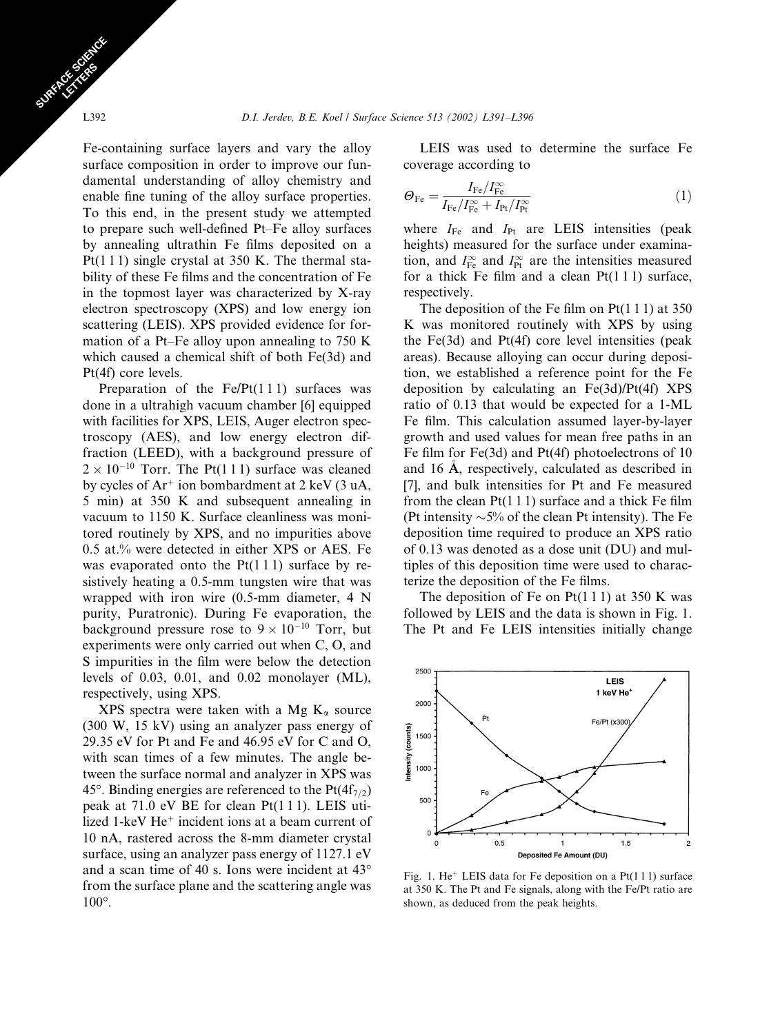Fe-containing surface layers and vary the alloy surface composition in order to improve our fundamental understanding of alloy chemistry and enable fine tuning of the alloy surface properties. To this end, in the present study we attempted to prepare such well-defined Pt–Fe alloy surfaces by annealing ultrathin Fe films deposited on a Pt(1 1 1) single crystal at 350 K. The thermal stability of these Fe films and the concentration of Fe in the topmost layer was characterized by X-ray electron spectroscopy (XPS) and low energy ion scattering (LEIS). XPS provided evidence for formation of a Pt–Fe alloy upon annealing to 750 K which caused a chemical shift of both Fe(3d) and Pt(4f) core levels.

Preparation of the Fe/Pt(1 1 1) surfaces was done in a ultrahigh vacuum chamber [6] equipped with facilities for XPS, LEIS, Auger electron spectroscopy (AES), and low energy electron diffraction (LEED), with a background pressure of $2 \times 10^{-10}$ Torr. The Pt(1 1 1) surface was cleaned by cycles of $Ar^+$ ion bombardment at 2 keV (3 uA, 5 min) at 350 K and subsequent annealing in vacuum to 1150 K. Surface cleanliness was monitored routinely by XPS, and no impurities above 0.5 at.% were detected in either XPS or AES. Fe was evaporated onto the Pt(1 1 1) surface by resistively heating a 0.5-mm tungsten wire that was wrapped with iron wire (0.5-mm diameter, 4 N purity, Puratronic). During Fe evaporation, the background pressure rose to $9 \times 10^{-10}$ Torr, but experiments were only carried out when C, O, and S impurities in the film were below the detection levels of 0.03, 0.01, and 0.02 monolayer (ML), respectively, using XPS.

XPS spectra were taken with a Mg $K_\alpha$ source (300 W, 15 kV) using an analyzer pass energy of 29.35 eV for Pt and Fe and 46.95 eV for C and O, with scan times of a few minutes. The angle between the surface normal and analyzer in XPS was 45°. Binding energies are referenced to the Pt($4f_{7/2}$) peak at 71.0 eV BE for clean Pt(1 1 1). LEIS utilized 1-keV $He^+$ incident ions at a beam current of 10 nA, rastered across the 8-mm diameter crystal surface, using an analyzer pass energy of 1127.1 eV and a scan time of 40 s. Ions were incident at 43° from the surface plane and the scattering angle was 100°.

LEIS was used to determine the surface Fe coverage according to

$$\Theta_{Fe} = \frac{I_{Fe}/I_{Fe}^{\infty}}{I_{Fe}/I_{Fe}^{\infty} + I_{Pt}/I_{Pt}^{\infty}} \quad (1)$$

where $I_{Fe}$ and $I_{Pt}$ are LEIS intensities (peak heights) measured for the surface under examination, and $I_{Fe}^{\infty}$ and $I_{Pt}^{\infty}$ are the intensities measured for a thick Fe film and a clean Pt(1 1 1) surface, respectively.

The deposition of the Fe film on Pt(1 1 1) at 350 K was monitored routinely with XPS by using the Fe(3d) and Pt(4f) core level intensities (peak areas). Because alloying can occur during deposition, we established a reference point for the Fe deposition by calculating an Fe(3d)/Pt(4f) XPS ratio of 0.13 that would be expected for a 1-ML Fe film. This calculation assumed layer-by-layer growth and used values for mean free paths in an Fe film for Fe(3d) and Pt(4f) photoelectrons of 10 and 16 Å, respectively, calculated as described in [7], and bulk intensities for Pt and Fe measured from the clean Pt(1 1 1) surface and a thick Fe film (Pt intensity ~5% of the clean Pt intensity). The Fe deposition time required to produce an XPS ratio of 0.13 was denoted as a dose unit (DU) and multiples of this deposition time were used to characterize the deposition of the Fe films.

The deposition of Fe on Pt(1 1 1) at 350 K was followed by LEIS and the data is shown in Fig. 1. The Pt and Fe LEIS intensities initially change

Fig. 1. $He^+$ LEIS data for Fe deposition on a Pt(1 1 1) surface at 350 K. The Pt and Fe signals, along with the Fe/Pt ratio are shown, as deduced from the peak heights.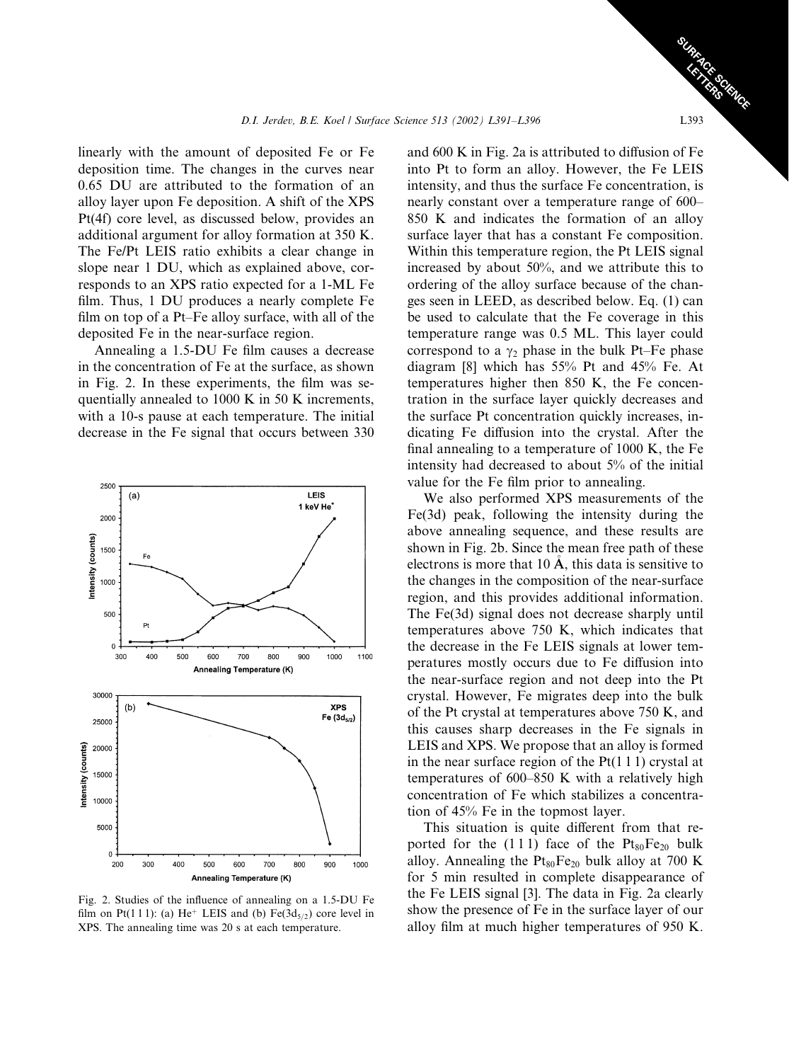linearly with the amount of deposited Fe or Fe deposition time. The changes in the curves near 0.65 DU are attributed to the formation of an alloy layer upon Fe deposition. A shift of the XPS Pt(4f) core level, as discussed below, provides an additional argument for alloy formation at 350 K. The Fe/Pt LEIS ratio exhibits a clear change in slope near 1 DU, which as explained above, corresponds to an XPS ratio expected for a 1-ML Fe film. Thus, 1 DU produces a nearly complete Fe film on top of a Pt–Fe alloy surface, with all of the deposited Fe in the near-surface region.

Annealing a 1.5-DU Fe film causes a decrease in the concentration of Fe at the surface, as shown in Fig. 2. In these experiments, the film was sequentially annealed to 1000 K in 50 K increments, with a 10-s pause at each temperature. The initial decrease in the Fe signal that occurs between 330 and 600 K in Fig. 2a is attributed to diffusion of Fe into Pt to form an alloy. However, the Fe LEIS intensity, and thus the surface Fe concentration, is nearly constant over a temperature range of 600–850 K and indicates the formation of an alloy surface layer that has a constant Fe composition. Within this temperature region, the Pt LEIS signal increased by about 50%, and we attribute this to ordering of the alloy surface because of the changes seen in LEED, as described below. Eq. (1) can be used to calculate that the Fe coverage in this temperature range was 0.5 ML. This layer could correspond to a $\gamma_2$ phase in the bulk Pt–Fe phase diagram [8] which has 55% Pt and 45% Fe. At temperatures higher then 850 K, the Fe concentration in the surface layer quickly decreases and the surface Pt concentration quickly increases, indicating Fe diffusion into the crystal. After the final annealing to a temperature of 1000 K, the Fe intensity had decreased to about 5% of the initial value for the Fe film prior to annealing.

Fig. 2. Studies of the influence of annealing on a 1.5-DU Fe film on Pt(1 1 1): (a) $He^+$ LEIS and (b) Fe($3d_{5/2}$) core level in XPS. The annealing time was 20 s at each temperature.

We also performed XPS measurements of the Fe(3d) peak, following the intensity during the above annealing sequence, and these results are shown in Fig. 2b. Since the mean free path of these electrons is more that 10 Å, this data is sensitive to the changes in the composition of the near-surface region, and this provides additional information. The Fe(3d) signal does not decrease sharply until temperatures above 750 K, which indicates that the decrease in the Fe LEIS signals at lower temperatures mostly occurs due to Fe diffusion into the near-surface region and not deep into the Pt crystal. However, Fe migrates deep into the bulk of the Pt crystal at temperatures above 750 K, and this causes sharp decreases in the Fe signals in LEIS and XPS. We propose that an alloy is formed in the near surface region of the Pt(1 1 1) crystal at temperatures of 600–850 K with a relatively high concentration of Fe which stabilizes a concentration of 45% Fe in the topmost layer.

This situation is quite different from that reported for the (1 1 1) face of the $Pt_{80}Fe_{20}$ bulk alloy. Annealing the $Pt_{80}Fe_{20}$ bulk alloy at 700 K for 5 min resulted in complete disappearance of the Fe LEIS signal [3]. The data in Fig. 2a clearly show the presence of Fe in the surface layer of our alloy film at much higher temperatures of 950 K.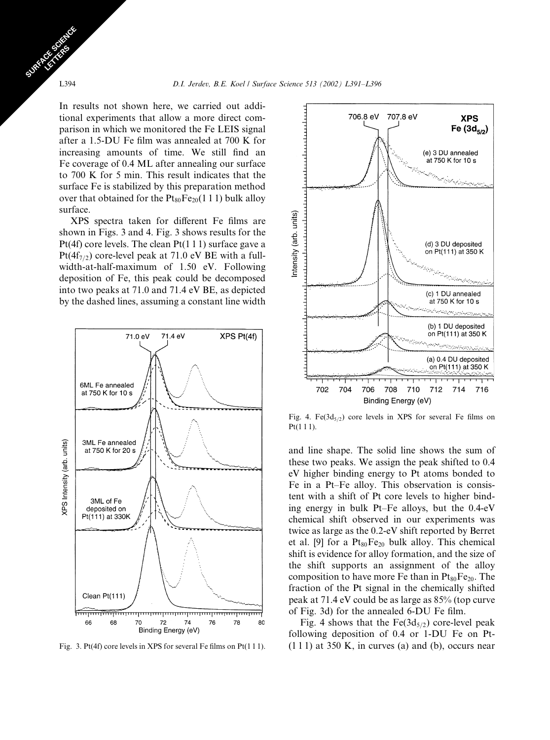In results not shown here, we carried out additional experiments that allow a more direct comparison in which we monitored the Fe LEIS signal after a 1.5-DU Fe film was annealed at 700 K for increasing amounts of time. We still find an Fe coverage of 0.4 ML after annealing our surface to 700 K for 5 min. This result indicates that the surface Fe is stabilized by this preparation method over that obtained for the $Pt_{80}Fe_{20}$(1 1 1) bulk alloy surface.

XPS spectra taken for different Fe films are shown in Figs. 3 and 4. Fig. 3 shows results for the Pt(4f) core levels. The clean Pt(1 1 1) surface gave a $Pt(4f_{7/2})$ core-level peak at 71.0 eV BE with a full-width-at-half-maximum of 1.50 eV. Following deposition of Fe, this peak could be decomposed into two peaks at 71.0 and 71.4 eV BE, as depicted by the dashed lines, assuming a constant line width and line shape. The solid line shows the sum of these two peaks. We assign the peak shifted to 0.4 eV higher binding energy to Pt atoms bonded to Fe in a Pt–Fe alloy. This observation is consistent with a shift of Pt core levels to higher binding energy in bulk Pt–Fe alloys, but the 0.4-eV chemical shift observed in our experiments was twice as large as the 0.2-eV shift reported by Berret et al. [9] for a $Pt_{80}Fe_{20}$ bulk alloy. This chemical shift is evidence for alloy formation, and the size of the shift supports an assignment of the alloy composition to have more Fe than in $Pt_{80}Fe_{20}$. The fraction of the Pt signal in the chemically shifted peak at 71.4 eV could be as large as 85% (top curve of Fig. 3d) for the annealed 6-DU Fe film.

Fig. 3. Pt(4f) core levels in XPS for several Fe films on Pt(1 1 1).

Fig. 4. $Fe(3d_{5/2})$ core levels in XPS for several Fe films on Pt(1 1 1).

Fig. 4 shows that the $Fe(3d_{5/2})$ core-level peak following deposition of 0.4 or 1-DU Fe on Pt-(1 1 1) at 350 K, in curves (a) and (b), occurs near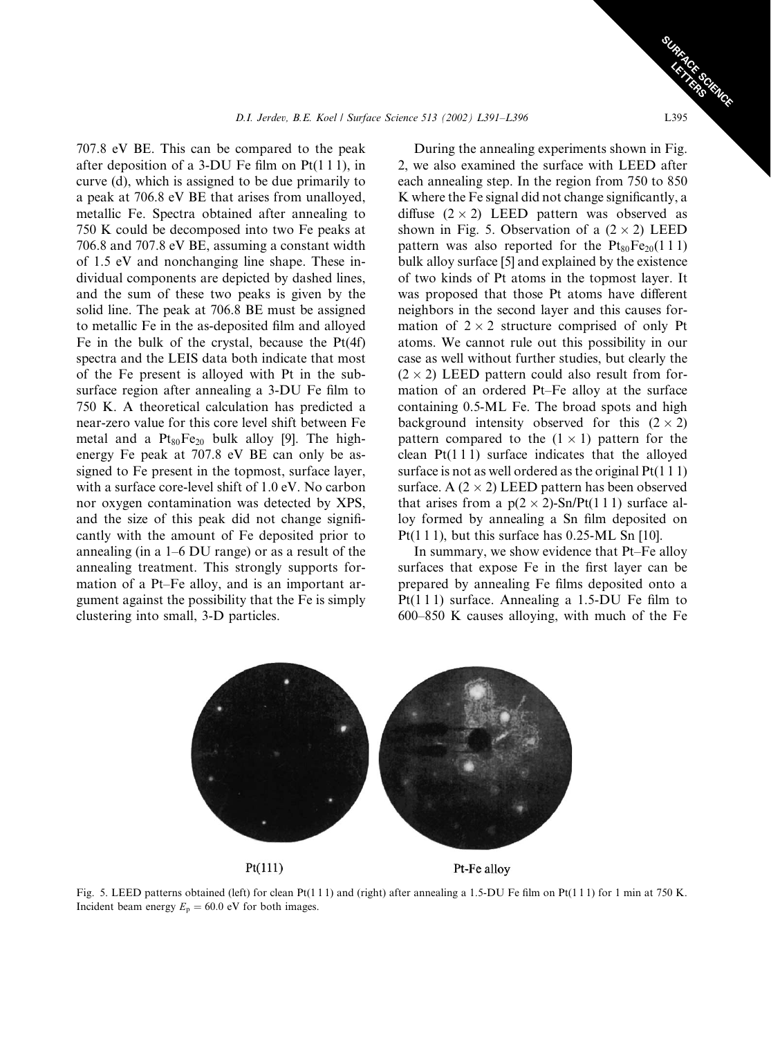707.8 eV BE. This can be compared to the peak after deposition of a 3-DU Fe film on Pt(1 1 1), in curve (d), which is assigned to be due primarily to a peak at 706.8 eV BE that arises from unalloyed, metallic Fe. Spectra obtained after annealing to 750 K could be decomposed into two Fe peaks at 706.8 and 707.8 eV BE, assuming a constant width of 1.5 eV and nonchanging line shape. These individual components are depicted by dashed lines, and the sum of these two peaks is given by the solid line. The peak at 706.8 BE must be assigned to metallic Fe in the as-deposited film and alloyed Fe in the bulk of the crystal, because the Pt(4f) spectra and the LEIS data both indicate that most of the Fe present is alloyed with Pt in the subsurface region after annealing a 3-DU Fe film to 750 K. A theoretical calculation has predicted a near-zero value for this core level shift between Fe metal and a $Pt_{80}Fe_{20}$ bulk alloy [9]. The high-energy Fe peak at 707.8 eV BE can only be assigned to Fe present in the topmost, surface layer, with a surface core-level shift of 1.0 eV. No carbon nor oxygen contamination was detected by XPS, and the size of this peak did not change significantly with the amount of Fe deposited prior to annealing (in a 1–6 DU range) or as a result of the annealing treatment. This strongly supports formation of a Pt–Fe alloy, and is an important argument against the possibility that the Fe is simply clustering into small, 3-D particles.

During the annealing experiments shown in Fig. 2, we also examined the surface with LEED after each annealing step. In the region from 750 to 850 K where the Fe signal did not change significantly, a diffuse $(2 \times 2)$ LEED pattern was observed as shown in Fig. 5. Observation of a $(2 \times 2)$ LEED pattern was also reported for the $Pt_{80}Fe_{20}(1\,1\,1)$ bulk alloy surface [5] and explained by the existence of two kinds of Pt atoms in the topmost layer. It was proposed that those Pt atoms have different neighbors in the second layer and this causes formation of $2 \times 2$ structure comprised of only Pt atoms. We cannot rule out this possibility in our case as well without further studies, but clearly the $(2 \times 2)$ LEED pattern could also result from formation of an ordered Pt–Fe alloy at the surface containing 0.5-ML Fe. The broad spots and high background intensity observed for this $(2 \times 2)$ pattern compared to the $(1 \times 1)$ pattern for the clean Pt(1 1 1) surface indicates that the alloyed surface is not as well ordered as the original Pt(1 1 1) surface. A $(2 \times 2)$ LEED pattern has been observed that arises from a $p(2 \times 2)$-Sn/Pt(1 1 1) surface alloy formed by annealing a Sn film deposited on Pt(1 1 1), but this surface has 0.25-ML Sn [10].

In summary, we show evidence that Pt–Fe alloy surfaces that expose Fe in the first layer can be prepared by annealing Fe films deposited onto a Pt(1 1 1) surface. Annealing a 1.5-DU Fe film to 600–850 K causes alloying, with much of the Fe

Pt(111) Pt-Fe alloy

Fig. 5. LEED patterns obtained (left) for clean Pt(1 1 1) and (right) after annealing a 1.5-DU Fe film on Pt(1 1 1) for 1 min at 750 K. Incident beam energy $E_p = 60.0$ eV for both images.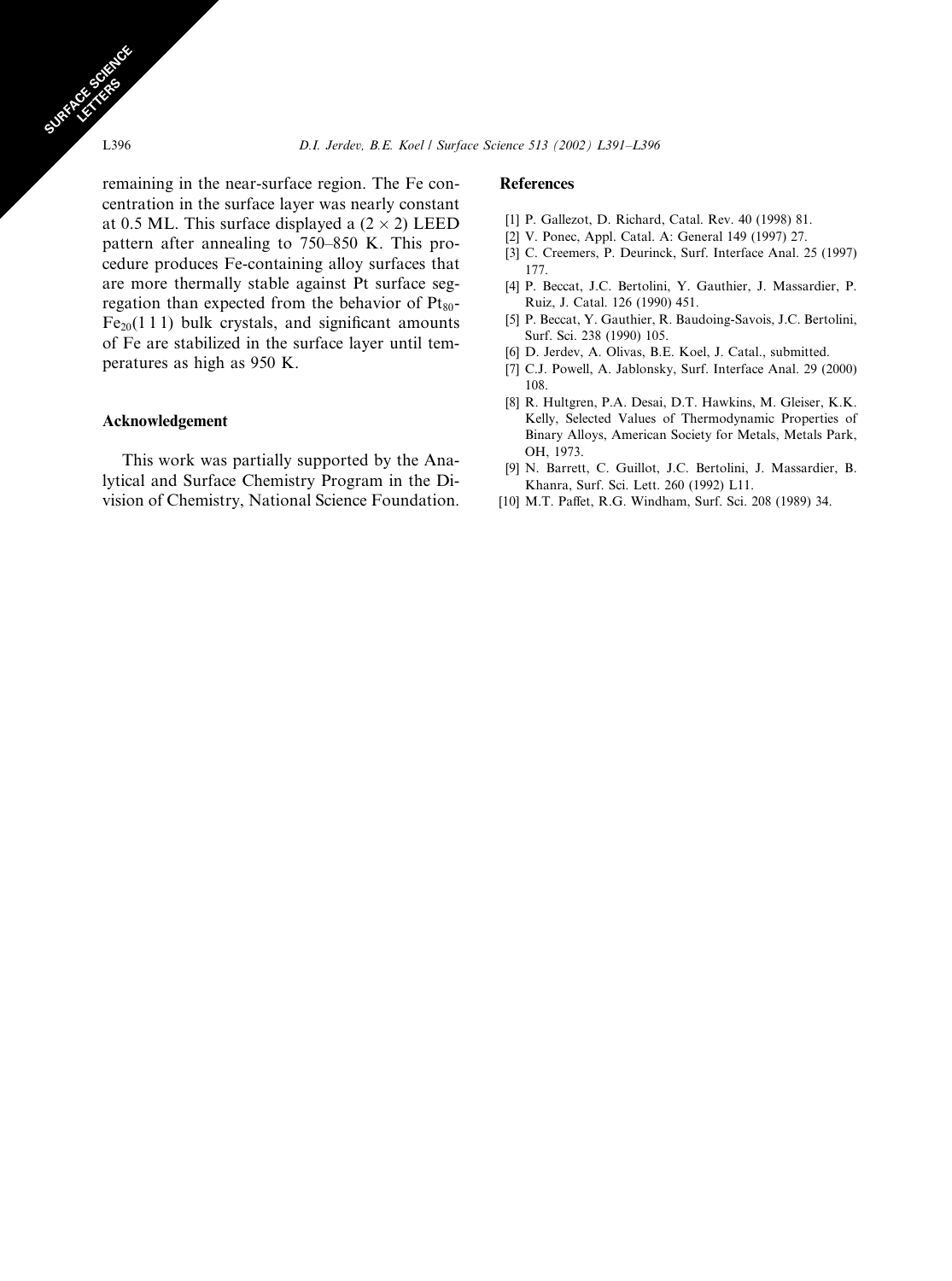remaining in the near-surface region. The Fe concentration in the surface layer was nearly constant at 0.5 ML. This surface displayed a $(2 \times 2)$ LEED pattern after annealing to 750–850 K. This procedure produces Fe-containing alloy surfaces that are more thermally stable against Pt surface segregation than expected from the behavior of $Pt_{80}$-$Fe_{20}(1\,1\,1)$ bulk crystals, and significant amounts of Fe are stabilized in the surface layer until temperatures as high as 950 K.

## Acknowledgement

This work was partially supported by the Analytical and Surface Chemistry Program in the Division of Chemistry, National Science Foundation.

## References

[1] P. Gallezot, D. Richard, Catal. Rev. 40 (1998) 81.

[2] V. Ponec, Appl. Catal. A: General 149 (1997) 27.

[3] C. Creemers, P. Deurinck, Surf. Interface Anal. 25 (1997) 177.

[4] P. Beccat, J.C. Bertolini, Y. Gauthier, J. Massardier, P. Ruiz, J. Catal. 126 (1990) 451.

[5] P. Beccat, Y. Gauthier, R. Baudoing-Savois, J.C. Bertolini, Surf. Sci. 238 (1990) 105.

[6] D. Jerdev, A. Olivas, B.E. Koel, J. Catal., submitted.

[7] C.J. Powell, A. Jablonsky, Surf. Interface Anal. 29 (2000) 108.

[8] R. Hultgren, P.A. Desai, D.T. Hawkins, M. Gleiser, K.K. Kelly, Selected Values of Thermodynamic Properties of Binary Alloys, American Society for Metals, Metals Park, OH, 1973.

[9] N. Barrett, C. Guillot, J.C. Bertolini, J. Massardier, B. Khanra, Surf. Sci. Lett. 260 (1992) L11.

[10] M.T. Paffet, R.G. Windham, Surf. Sci. 208 (1989) 34.